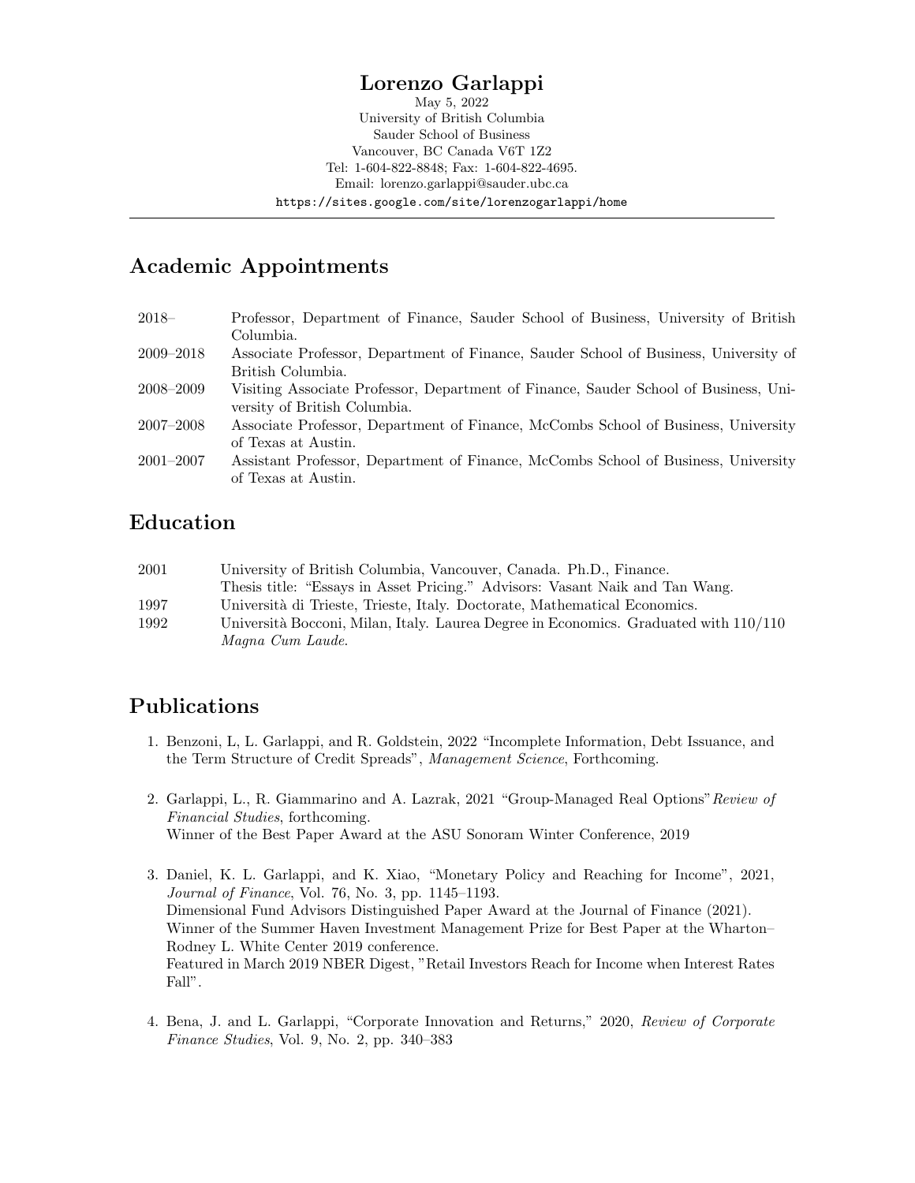# Lorenzo Garlappi

May 5, 2022
University of British Columbia
Sauder School of Business
Vancouver, BC Canada V6T 1Z2
Tel: 1-604-822-8848; Fax: 1-604-822-4695.
Email: lorenzo.garlappi@sauder.ubc.ca
https://sites.google.com/site/lorenzogarlappi/home

---

## Academic Appointments

| | |
|---|---|
| 2018– | Professor, Department of Finance, Sauder School of Business, University of British Columbia. |
| 2009–2018 | Associate Professor, Department of Finance, Sauder School of Business, University of British Columbia. |
| 2008–2009 | Visiting Associate Professor, Department of Finance, Sauder School of Business, University of British Columbia. |
| 2007–2008 | Associate Professor, Department of Finance, McCombs School of Business, University of Texas at Austin. |
| 2001–2007 | Assistant Professor, Department of Finance, McCombs School of Business, University of Texas at Austin. |

## Education

| | |
|---|---|
| 2001 | University of British Columbia, Vancouver, Canada. Ph.D., Finance. Thesis title: "Essays in Asset Pricing." Advisors: Vasant Naik and Tan Wang. |
| 1997 | Università di Trieste, Trieste, Italy. Doctorate, Mathematical Economics. |
| 1992 | Università Bocconi, Milan, Italy. Laurea Degree in Economics. Graduated with 110/110 *Magna Cum Laude*. |

## Publications

1. Benzoni, L, L. Garlappi, and R. Goldstein, 2022 "Incomplete Information, Debt Issuance, and the Term Structure of Credit Spreads", *Management Science*, Forthcoming.

2. Garlappi, L., R. Giammarino and A. Lazrak, 2021 "Group-Managed Real Options" *Review of Financial Studies*, forthcoming.
   Winner of the Best Paper Award at the ASU Sonoram Winter Conference, 2019

3. Daniel, K. L. Garlappi, and K. Xiao, "Monetary Policy and Reaching for Income", 2021, *Journal of Finance*, Vol. 76, No. 3, pp. 1145–1193.
   Dimensional Fund Advisors Distinguished Paper Award at the Journal of Finance (2021).
   Winner of the Summer Haven Investment Management Prize for Best Paper at the Wharton–Rodney L. White Center 2019 conference.
   Featured in March 2019 NBER Digest, "Retail Investors Reach for Income when Interest Rates Fall".

4. Bena, J. and L. Garlappi, "Corporate Innovation and Returns," 2020, *Review of Corporate Finance Studies*, Vol. 9, No. 2, pp. 340–383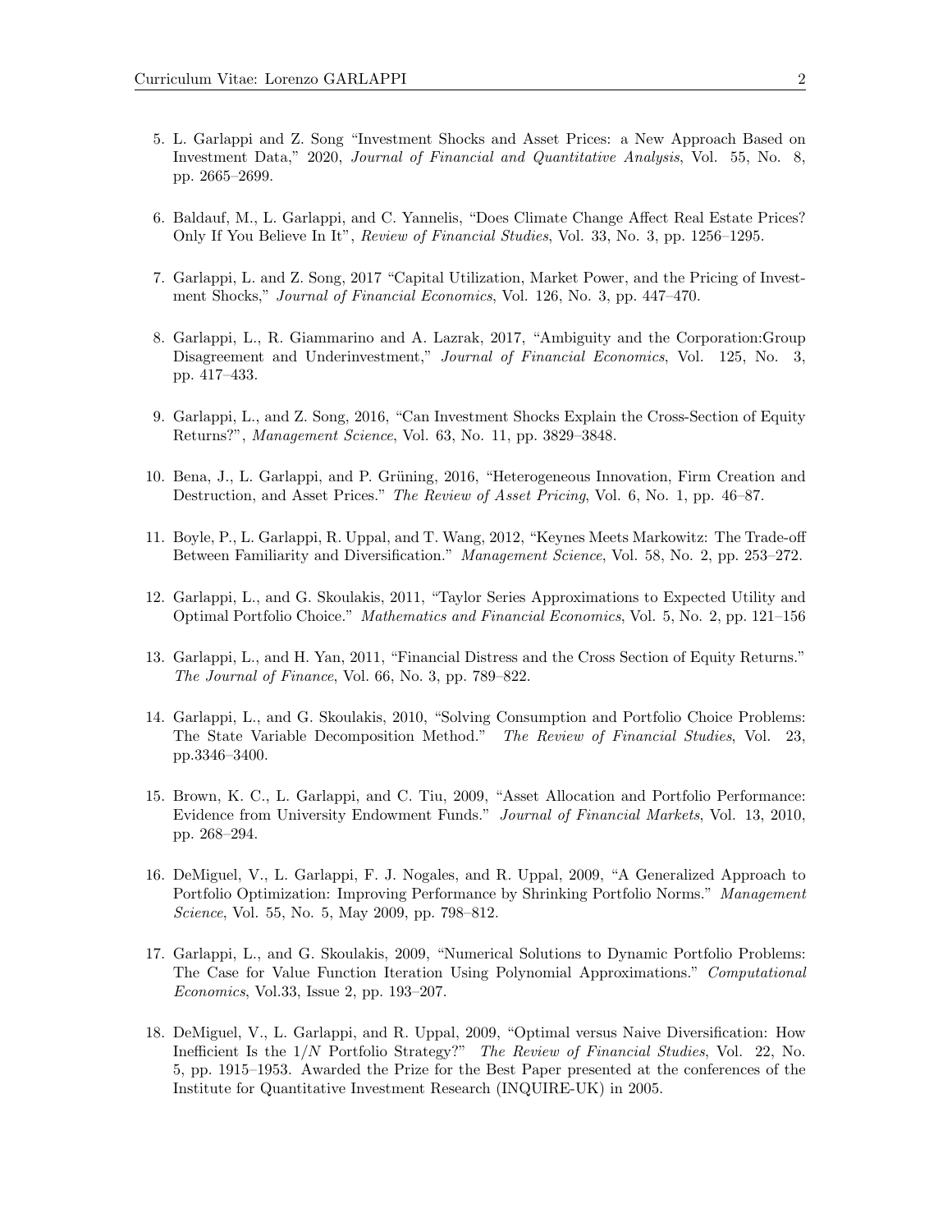5. L. Garlappi and Z. Song "Investment Shocks and Asset Prices: a New Approach Based on Investment Data," 2020, *Journal of Financial and Quantitative Analysis*, Vol. 55, No. 8, pp. 2665–2699.

6. Baldauf, M., L. Garlappi, and C. Yannelis, "Does Climate Change Affect Real Estate Prices? Only If You Believe In It", *Review of Financial Studies*, Vol. 33, No. 3, pp. 1256–1295.

7. Garlappi, L. and Z. Song, 2017 "Capital Utilization, Market Power, and the Pricing of Investment Shocks," *Journal of Financial Economics*, Vol. 126, No. 3, pp. 447–470.

8. Garlappi, L., R. Giammarino and A. Lazrak, 2017, "Ambiguity and the Corporation:Group Disagreement and Underinvestment," *Journal of Financial Economics*, Vol. 125, No. 3, pp. 417–433.

9. Garlappi, L., and Z. Song, 2016, "Can Investment Shocks Explain the Cross-Section of Equity Returns?", *Management Science*, Vol. 63, No. 11, pp. 3829–3848.

10. Bena, J., L. Garlappi, and P. Grüning, 2016, "Heterogeneous Innovation, Firm Creation and Destruction, and Asset Prices." *The Review of Asset Pricing*, Vol. 6, No. 1, pp. 46–87.

11. Boyle, P., L. Garlappi, R. Uppal, and T. Wang, 2012, "Keynes Meets Markowitz: The Trade-off Between Familiarity and Diversification." *Management Science*, Vol. 58, No. 2, pp. 253–272.

12. Garlappi, L., and G. Skoulakis, 2011, "Taylor Series Approximations to Expected Utility and Optimal Portfolio Choice." *Mathematics and Financial Economics*, Vol. 5, No. 2, pp. 121–156

13. Garlappi, L., and H. Yan, 2011, "Financial Distress and the Cross Section of Equity Returns." *The Journal of Finance*, Vol. 66, No. 3, pp. 789–822.

14. Garlappi, L., and G. Skoulakis, 2010, "Solving Consumption and Portfolio Choice Problems: The State Variable Decomposition Method." *The Review of Financial Studies*, Vol. 23, pp.3346–3400.

15. Brown, K. C., L. Garlappi, and C. Tiu, 2009, "Asset Allocation and Portfolio Performance: Evidence from University Endowment Funds." *Journal of Financial Markets*, Vol. 13, 2010, pp. 268–294.

16. DeMiguel, V., L. Garlappi, F. J. Nogales, and R. Uppal, 2009, "A Generalized Approach to Portfolio Optimization: Improving Performance by Shrinking Portfolio Norms." *Management Science*, Vol. 55, No. 5, May 2009, pp. 798–812.

17. Garlappi, L., and G. Skoulakis, 2009, "Numerical Solutions to Dynamic Portfolio Problems: The Case for Value Function Iteration Using Polynomial Approximations." *Computational Economics*, Vol.33, Issue 2, pp. 193–207.

18. DeMiguel, V., L. Garlappi, and R. Uppal, 2009, "Optimal versus Naive Diversification: How Inefficient Is the $1/N$ Portfolio Strategy?" *The Review of Financial Studies*, Vol. 22, No. 5, pp. 1915–1953. Awarded the Prize for the Best Paper presented at the conferences of the Institute for Quantitative Investment Research (INQUIRE-UK) in 2005.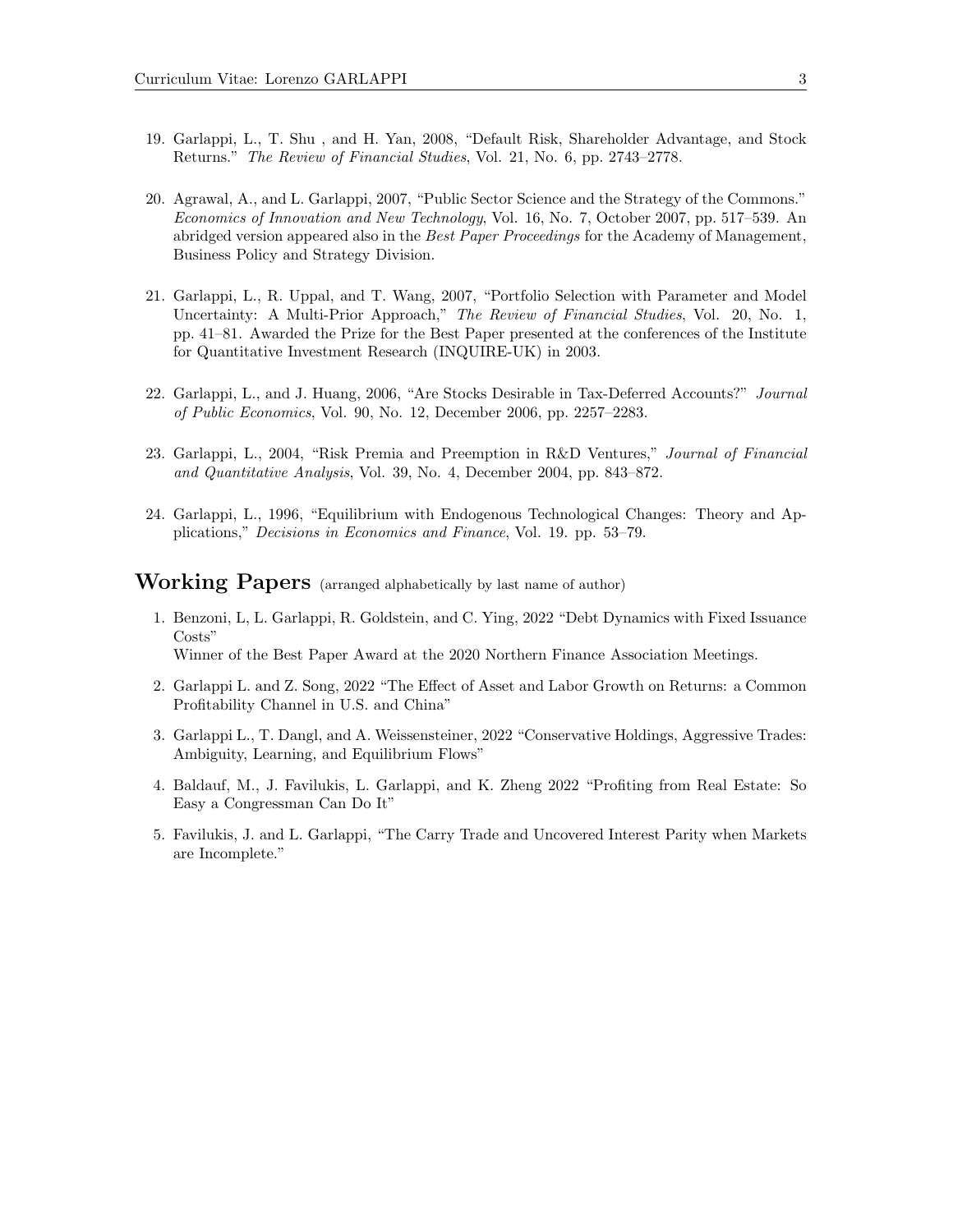19. Garlappi, L., T. Shu , and H. Yan, 2008, “Default Risk, Shareholder Advantage, and Stock Returns.” *The Review of Financial Studies*, Vol. 21, No. 6, pp. 2743–2778.

20. Agrawal, A., and L. Garlappi, 2007, “Public Sector Science and the Strategy of the Commons.” *Economics of Innovation and New Technology*, Vol. 16, No. 7, October 2007, pp. 517–539. An abridged version appeared also in the *Best Paper Proceedings* for the Academy of Management, Business Policy and Strategy Division.

21. Garlappi, L., R. Uppal, and T. Wang, 2007, “Portfolio Selection with Parameter and Model Uncertainty: A Multi-Prior Approach,” *The Review of Financial Studies*, Vol. 20, No. 1, pp. 41–81. Awarded the Prize for the Best Paper presented at the conferences of the Institute for Quantitative Investment Research (INQUIRE-UK) in 2003.

22. Garlappi, L., and J. Huang, 2006, “Are Stocks Desirable in Tax-Deferred Accounts?” *Journal of Public Economics*, Vol. 90, No. 12, December 2006, pp. 2257–2283.

23. Garlappi, L., 2004, “Risk Premia and Preemption in R&D Ventures,” *Journal of Financial and Quantitative Analysis*, Vol. 39, No. 4, December 2004, pp. 843–872.

24. Garlappi, L., 1996, “Equilibrium with Endogenous Technological Changes: Theory and Applications,” *Decisions in Economics and Finance*, Vol. 19. pp. 53–79.

## Working Papers (arranged alphabetically by last name of author)

1. Benzoni, L, L. Garlappi, R. Goldstein, and C. Ying, 2022 “Debt Dynamics with Fixed Issuance Costs”
   Winner of the Best Paper Award at the 2020 Northern Finance Association Meetings.

2. Garlappi L. and Z. Song, 2022 “The Effect of Asset and Labor Growth on Returns: a Common Profitability Channel in U.S. and China”

3. Garlappi L., T. Dangl, and A. Weissensteiner, 2022 “Conservative Holdings, Aggressive Trades: Ambiguity, Learning, and Equilibrium Flows”

4. Baldauf, M., J. Favilukis, L. Garlappi, and K. Zheng 2022 “Profiting from Real Estate: So Easy a Congressman Can Do It”

5. Favilukis, J. and L. Garlappi, “The Carry Trade and Uncovered Interest Parity when Markets are Incomplete.”